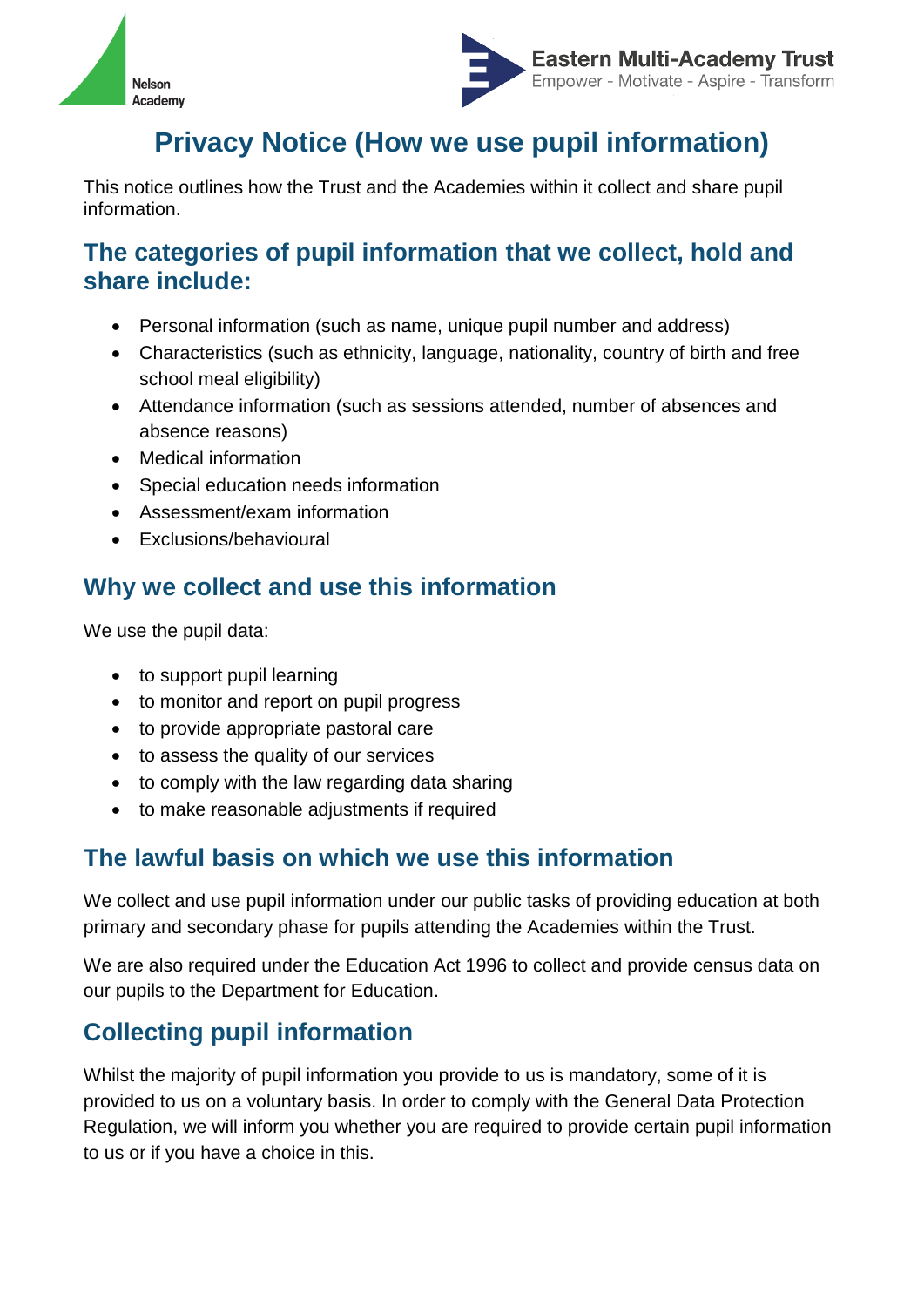Nelson Academy

**Eastern Multi-Academy Trust**
Empower - Motivate - Aspire - Transform

# Privacy Notice (How we use pupil information)

This notice outlines how the Trust and the Academies within it collect and share pupil information.

## The categories of pupil information that we collect, hold and share include:

- Personal information (such as name, unique pupil number and address)
- Characteristics (such as ethnicity, language, nationality, country of birth and free school meal eligibility)
- Attendance information (such as sessions attended, number of absences and absence reasons)
- Medical information
- Special education needs information
- Assessment/exam information
- Exclusions/behavioural

## Why we collect and use this information

We use the pupil data:

- to support pupil learning
- to monitor and report on pupil progress
- to provide appropriate pastoral care
- to assess the quality of our services
- to comply with the law regarding data sharing
- to make reasonable adjustments if required

## The lawful basis on which we use this information

We collect and use pupil information under our public tasks of providing education at both primary and secondary phase for pupils attending the Academies within the Trust.

We are also required under the Education Act 1996 to collect and provide census data on our pupils to the Department for Education.

## Collecting pupil information

Whilst the majority of pupil information you provide to us is mandatory, some of it is provided to us on a voluntary basis. In order to comply with the General Data Protection Regulation, we will inform you whether you are required to provide certain pupil information to us or if you have a choice in this.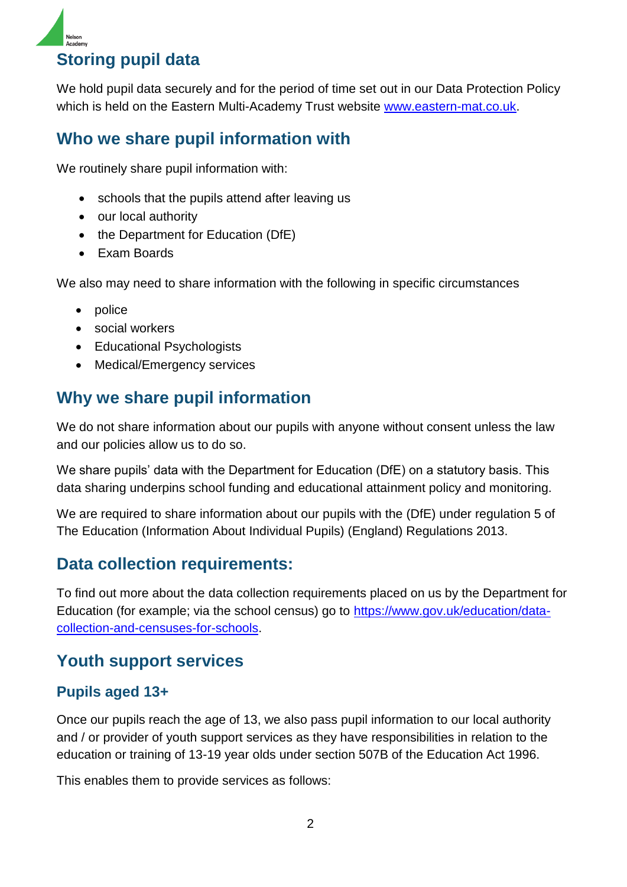## Storing pupil data

We hold pupil data securely and for the period of time set out in our Data Protection Policy which is held on the Eastern Multi-Academy Trust website [www.eastern-mat.co.uk](http://www.eastern-mat.co.uk).

## Who we share pupil information with

We routinely share pupil information with:

- schools that the pupils attend after leaving us
- our local authority
- the Department for Education (DfE)
- Exam Boards

We also may need to share information with the following in specific circumstances

- police
- social workers
- Educational Psychologists
- Medical/Emergency services

## Why we share pupil information

We do not share information about our pupils with anyone without consent unless the law and our policies allow us to do so.

We share pupils' data with the Department for Education (DfE) on a statutory basis. This data sharing underpins school funding and educational attainment policy and monitoring.

We are required to share information about our pupils with the (DfE) under regulation 5 of The Education (Information About Individual Pupils) (England) Regulations 2013.

## Data collection requirements:

To find out more about the data collection requirements placed on us by the Department for Education (for example; via the school census) go to [https://www.gov.uk/education/data-collection-and-censuses-for-schools](https://www.gov.uk/education/data-collection-and-censuses-for-schools).

## Youth support services

### Pupils aged 13+

Once our pupils reach the age of 13, we also pass pupil information to our local authority and / or provider of youth support services as they have responsibilities in relation to the education or training of 13-19 year olds under section 507B of the Education Act 1996.

This enables them to provide services as follows: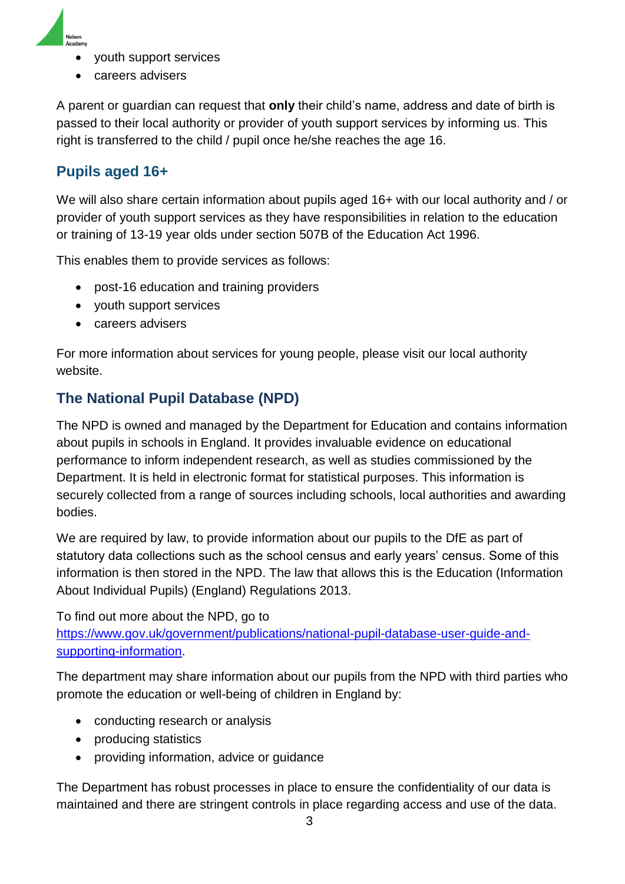- youth support services
- careers advisers

A parent or guardian can request that **only** their child's name, address and date of birth is passed to their local authority or provider of youth support services by informing us. This right is transferred to the child / pupil once he/she reaches the age 16.

## Pupils aged 16+

We will also share certain information about pupils aged 16+ with our local authority and / or provider of youth support services as they have responsibilities in relation to the education or training of 13-19 year olds under section 507B of the Education Act 1996.

This enables them to provide services as follows:

- post-16 education and training providers
- youth support services
- careers advisers

For more information about services for young people, please visit our local authority website.

## The National Pupil Database (NPD)

The NPD is owned and managed by the Department for Education and contains information about pupils in schools in England. It provides invaluable evidence on educational performance to inform independent research, as well as studies commissioned by the Department. It is held in electronic format for statistical purposes. This information is securely collected from a range of sources including schools, local authorities and awarding bodies.

We are required by law, to provide information about our pupils to the DfE as part of statutory data collections such as the school census and early years' census. Some of this information is then stored in the NPD. The law that allows this is the Education (Information About Individual Pupils) (England) Regulations 2013.

To find out more about the NPD, go to [https://www.gov.uk/government/publications/national-pupil-database-user-guide-and-supporting-information](https://www.gov.uk/government/publications/national-pupil-database-user-guide-and-supporting-information).

The department may share information about our pupils from the NPD with third parties who promote the education or well-being of children in England by:

- conducting research or analysis
- producing statistics
- providing information, advice or guidance

The Department has robust processes in place to ensure the confidentiality of our data is maintained and there are stringent controls in place regarding access and use of the data.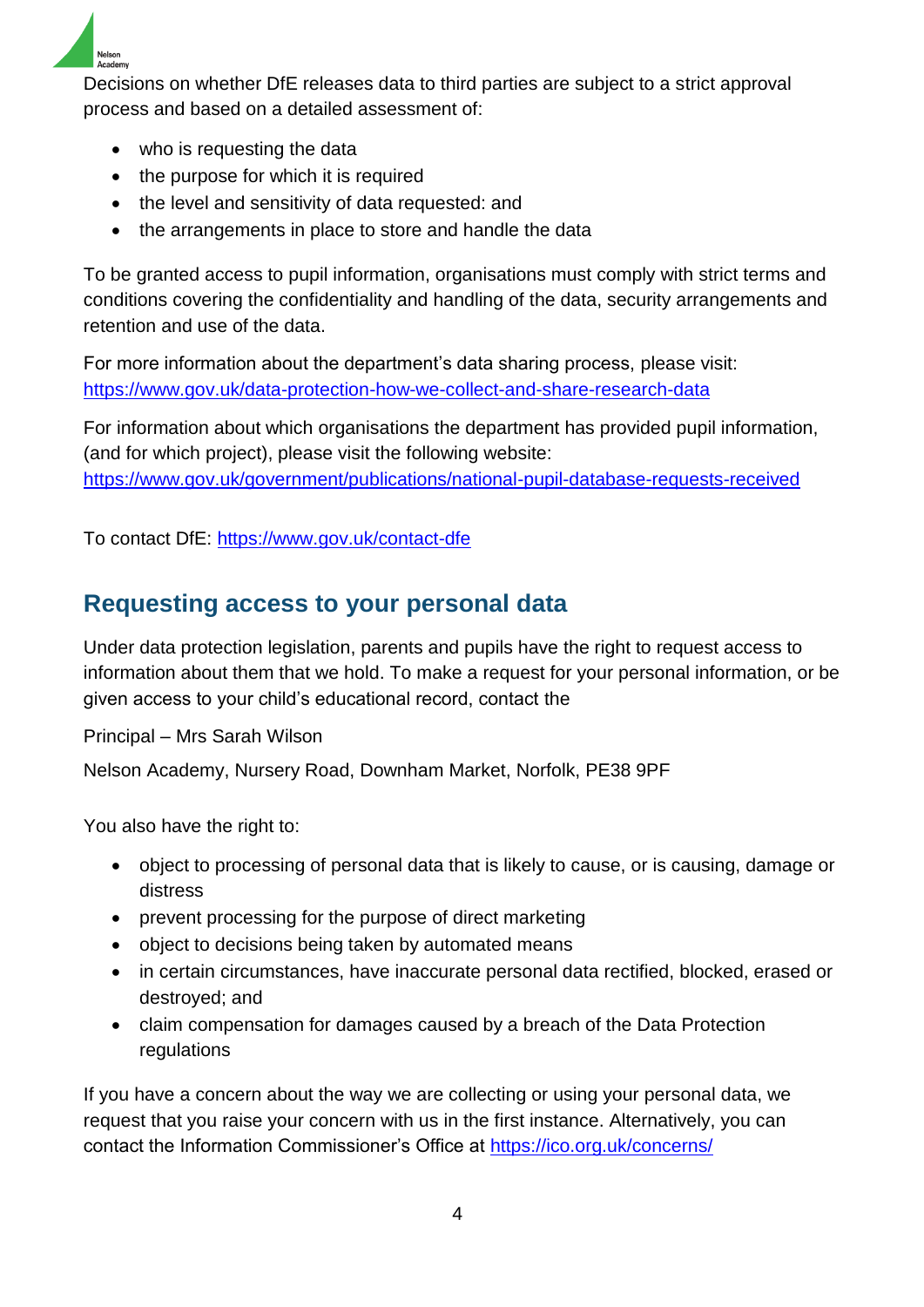Decisions on whether DfE releases data to third parties are subject to a strict approval process and based on a detailed assessment of:

- who is requesting the data
- the purpose for which it is required
- the level and sensitivity of data requested: and
- the arrangements in place to store and handle the data

To be granted access to pupil information, organisations must comply with strict terms and conditions covering the confidentiality and handling of the data, security arrangements and retention and use of the data.

For more information about the department's data sharing process, please visit: https://www.gov.uk/data-protection-how-we-collect-and-share-research-data

For information about which organisations the department has provided pupil information, (and for which project), please visit the following website: https://www.gov.uk/government/publications/national-pupil-database-requests-received

To contact DfE: https://www.gov.uk/contact-dfe

## Requesting access to your personal data

Under data protection legislation, parents and pupils have the right to request access to information about them that we hold. To make a request for your personal information, or be given access to your child's educational record, contact the

Principal – Mrs Sarah Wilson

Nelson Academy, Nursery Road, Downham Market, Norfolk, PE38 9PF

You also have the right to:

- object to processing of personal data that is likely to cause, or is causing, damage or distress
- prevent processing for the purpose of direct marketing
- object to decisions being taken by automated means
- in certain circumstances, have inaccurate personal data rectified, blocked, erased or destroyed; and
- claim compensation for damages caused by a breach of the Data Protection regulations

If you have a concern about the way we are collecting or using your personal data, we request that you raise your concern with us in the first instance. Alternatively, you can contact the Information Commissioner's Office at https://ico.org.uk/concerns/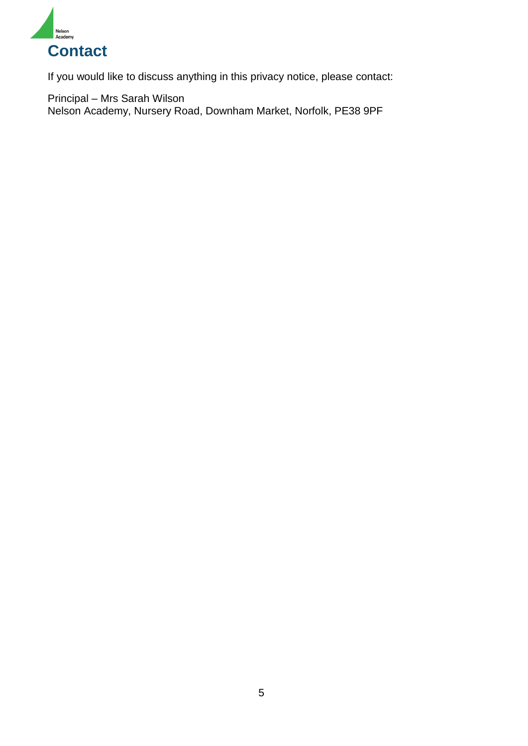# Contact

If you would like to discuss anything in this privacy notice, please contact:

Principal – Mrs Sarah Wilson
Nelson Academy, Nursery Road, Downham Market, Norfolk, PE38 9PF